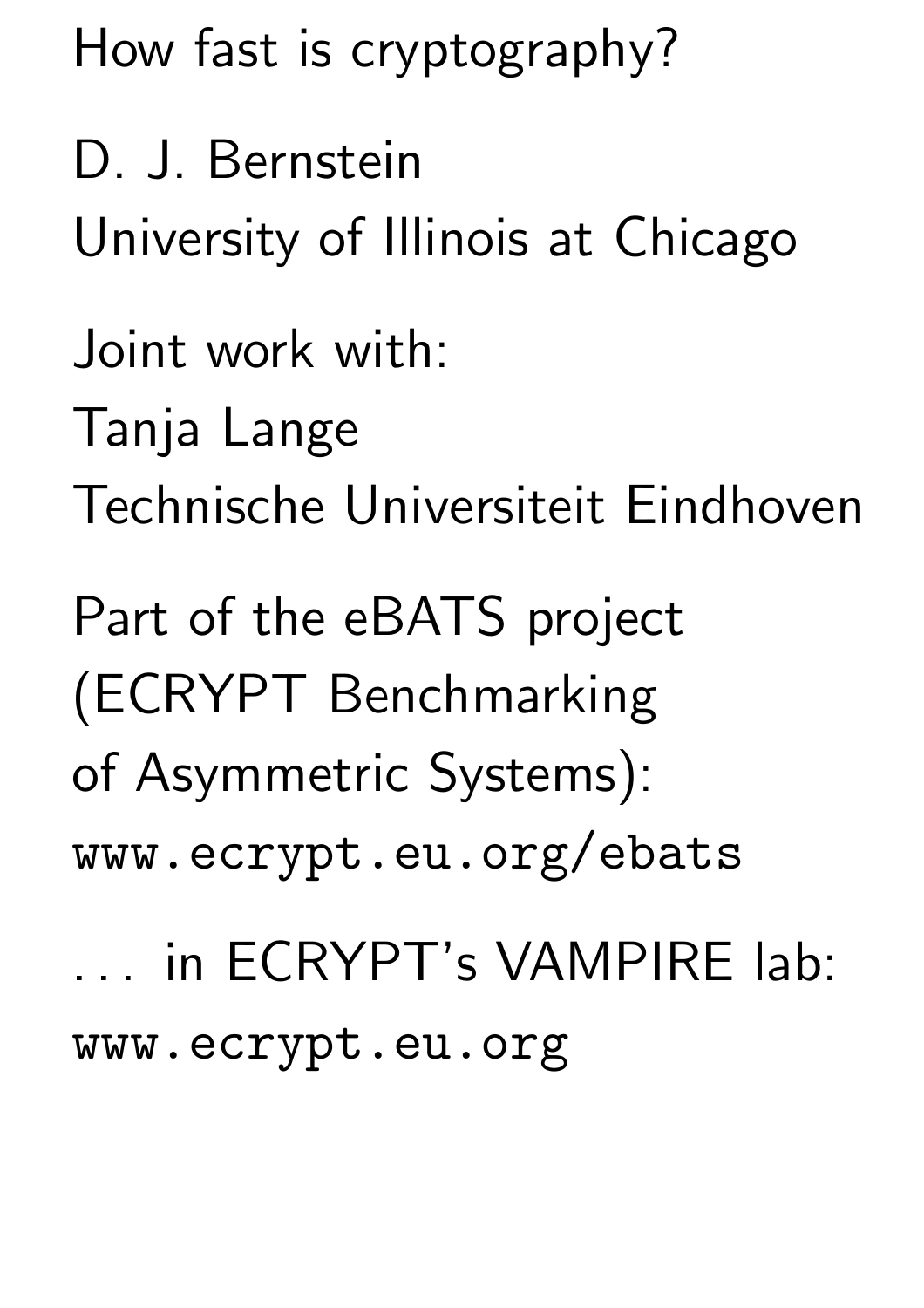# How fast is cryptography?

D. J. Bernstein
University of Illinois at Chicago

Joint work with:
Tanja Lange
Technische Universiteit Eindhoven

Part of the eBATS project
(ECRYPT Benchmarking
of Asymmetric Systems):
`www.ecrypt.eu.org/ebats`

. . . in ECRYPT's VAMPIRE lab:
`www.ecrypt.eu.org`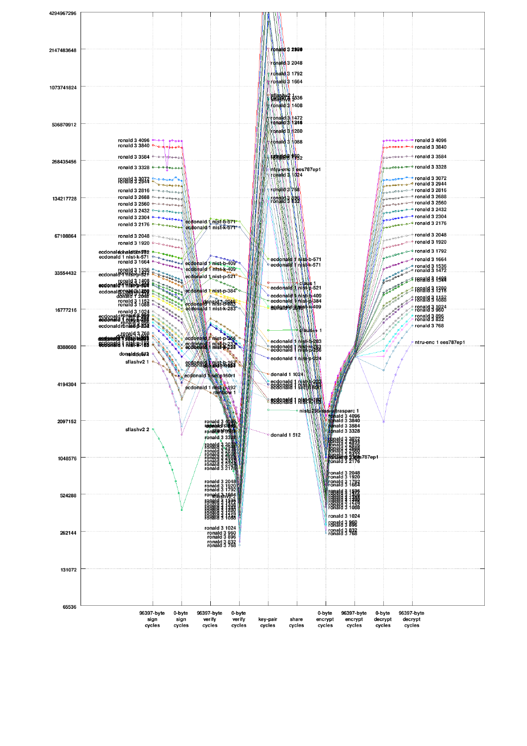| | 96397-byte sign cycles | 0-byte sign cycles | 96397-byte verify cycles | 0-byte verify cycles | key-pair cycles | share cycles | 0-byte encrypt cycles | 96397-byte encrypt cycles | 0-byte decrypt cycles | 96397-byte decrypt cycles |
|---|---|---|---|---|---|---|---|---|---|---|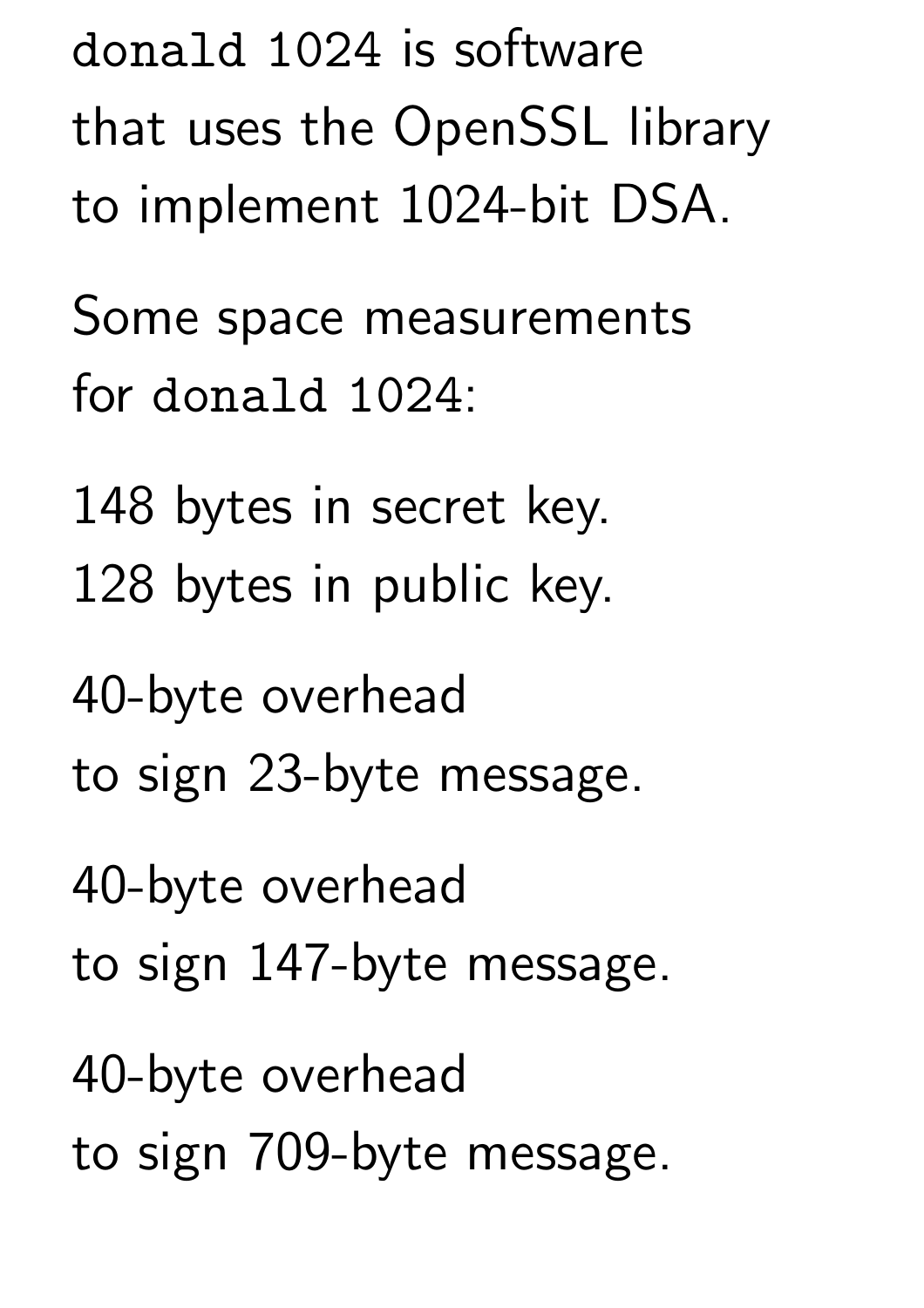`donald 1024` is software
that uses the OpenSSL library
to implement 1024-bit DSA.

Some space measurements
for `donald 1024`:

148 bytes in secret key.
128 bytes in public key.

40-byte overhead
to sign 23-byte message.

40-byte overhead
to sign 147-byte message.

40-byte overhead
to sign 709-byte message.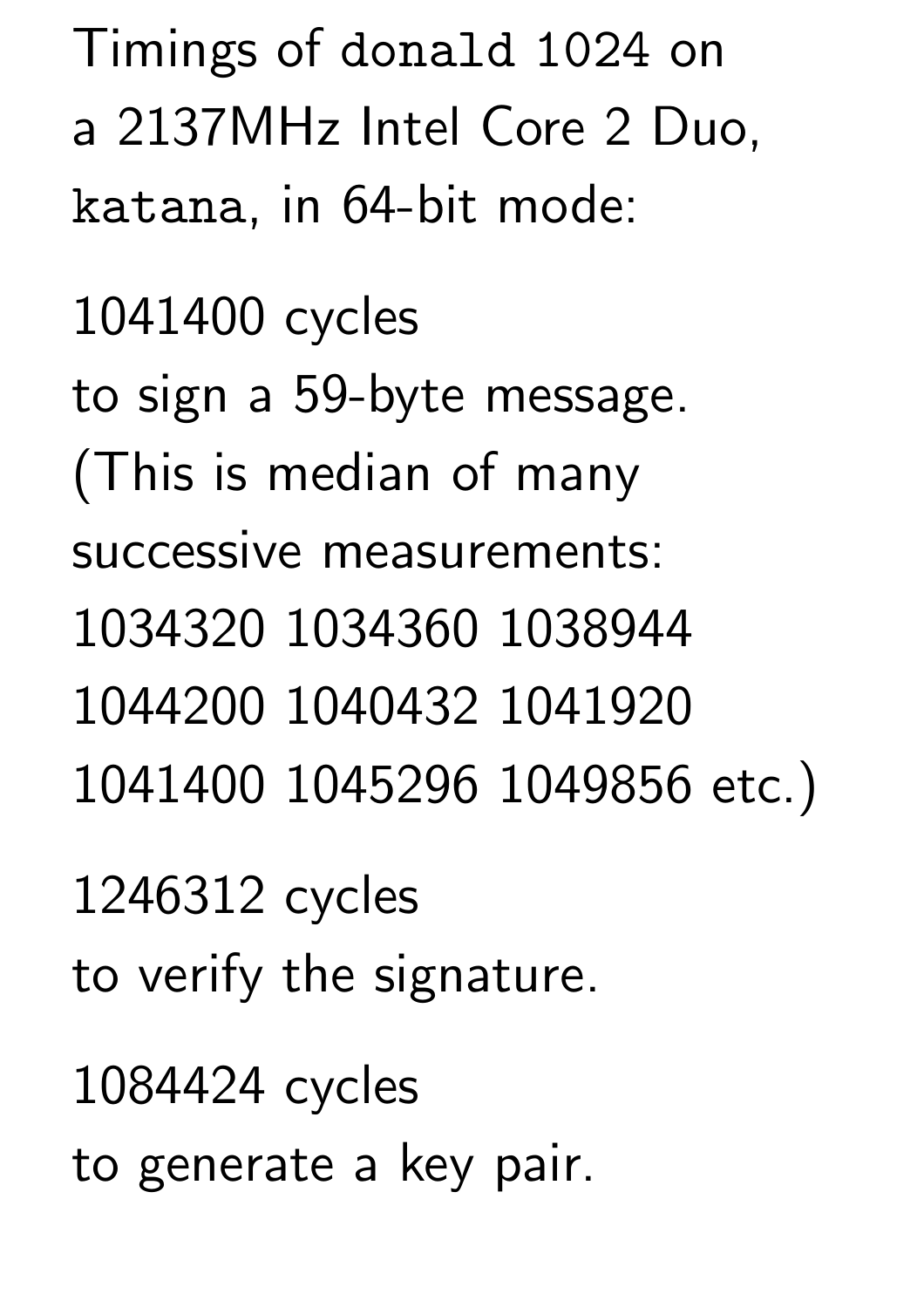Timings of `donald 1024` on a 2137MHz Intel Core 2 Duo, `katana`, in 64-bit mode:

1041400 cycles
to sign a 59-byte message.
(This is median of many successive measurements:
1034320 1034360 1038944
1044200 1040432 1041920
1041400 1045296 1049856 etc.)

1246312 cycles
to verify the signature.

1084424 cycles
to generate a key pair.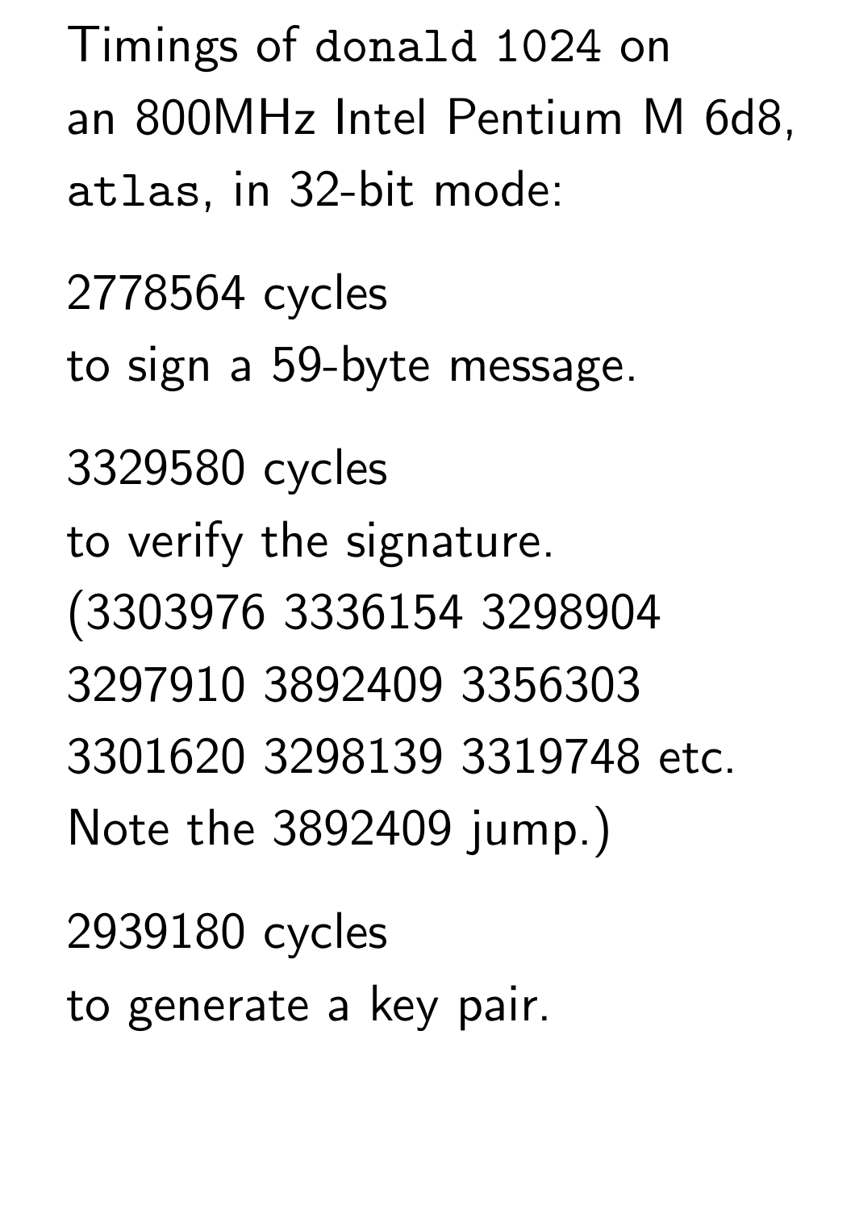Timings of `donald 1024` on an 800MHz Intel Pentium M 6d8, `atlas`, in 32-bit mode:

2778564 cycles to sign a 59-byte message.

3329580 cycles to verify the signature. (3303976 3336154 3298904 3297910 3892409 3356303 3301620 3298139 3319748 etc. Note the 3892409 jump.)

2939180 cycles to generate a key pair.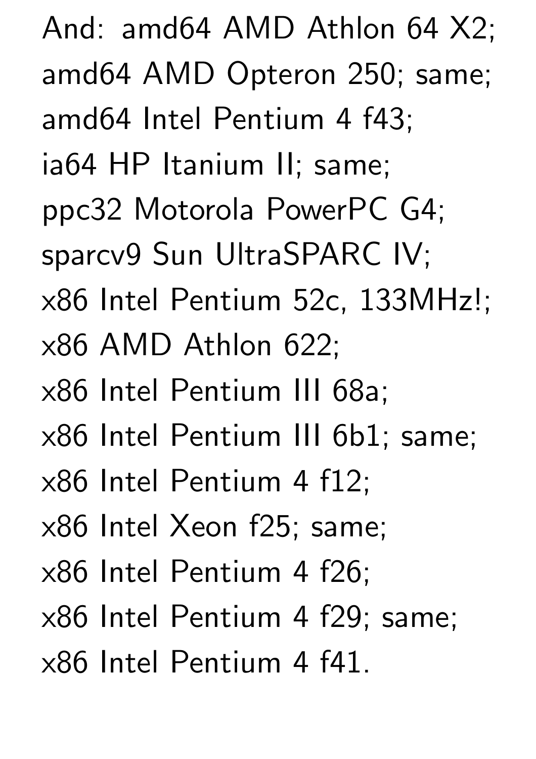And: amd64 AMD Athlon 64 X2;
amd64 AMD Opteron 250; same;
amd64 Intel Pentium 4 f43;
ia64 HP Itanium II; same;
ppc32 Motorola PowerPC G4;
sparcv9 Sun UltraSPARC IV;
x86 Intel Pentium 52c, 133MHz!;
x86 AMD Athlon 622;
x86 Intel Pentium III 68a;
x86 Intel Pentium III 6b1; same;
x86 Intel Pentium 4 f12;
x86 Intel Xeon f25; same;
x86 Intel Pentium 4 f26;
x86 Intel Pentium 4 f29; same;
x86 Intel Pentium 4 f41.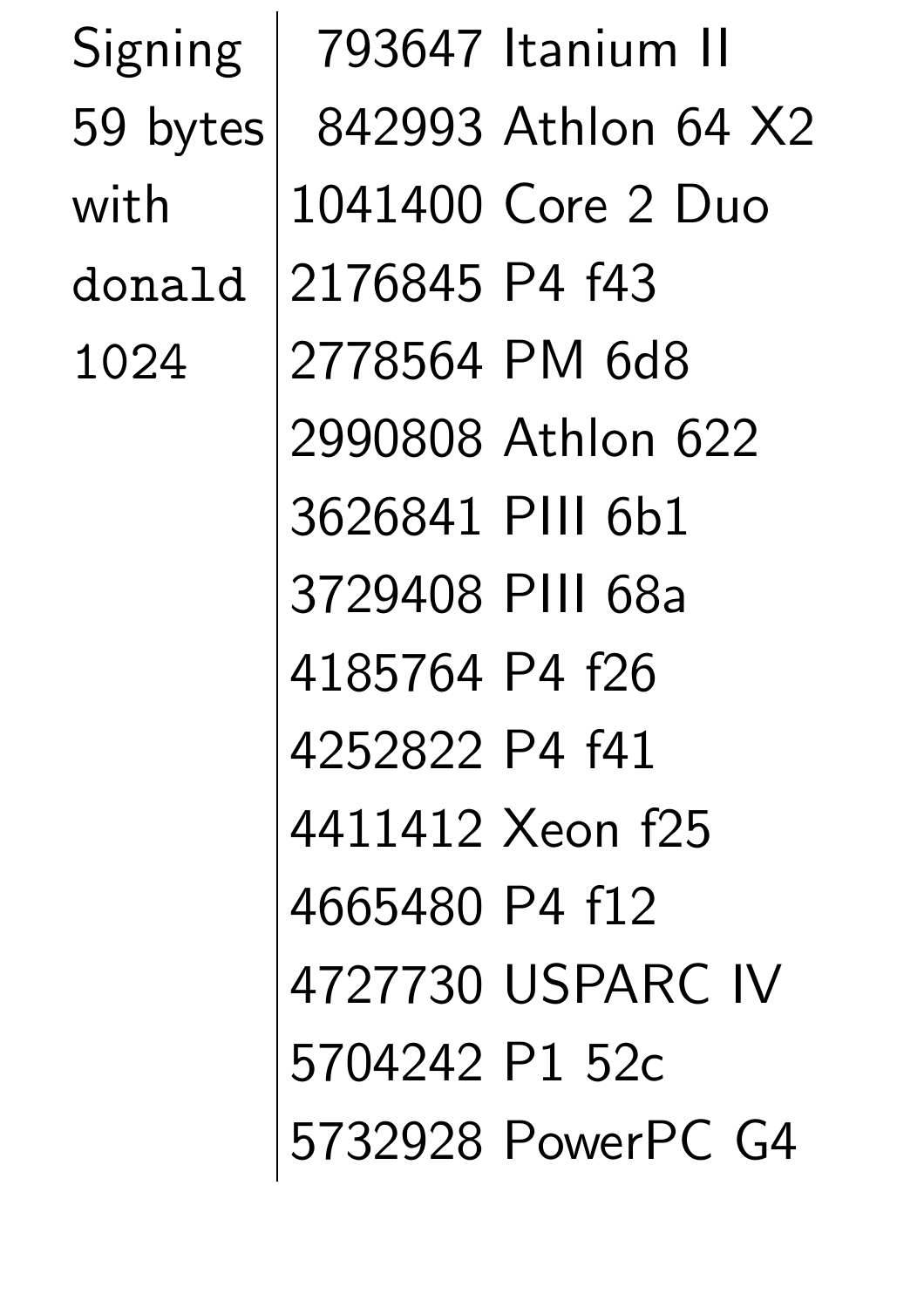Signing 59 bytes with `donald 1024`

| | |
|---|---|
| 793647 | Itanium II |
| 842993 | Athlon 64 X2 |
| 1041400 | Core 2 Duo |
| 2176845 | P4 f43 |
| 2778564 | PM 6d8 |
| 2990808 | Athlon 622 |
| 3626841 | PIII 6b1 |
| 3729408 | PIII 68a |
| 4185764 | P4 f26 |
| 4252822 | P4 f41 |
| 4411412 | Xeon f25 |
| 4665480 | P4 f12 |
| 4727730 | USPARC IV |
| 5704242 | P1 52c |
| 5732928 | PowerPC G4 |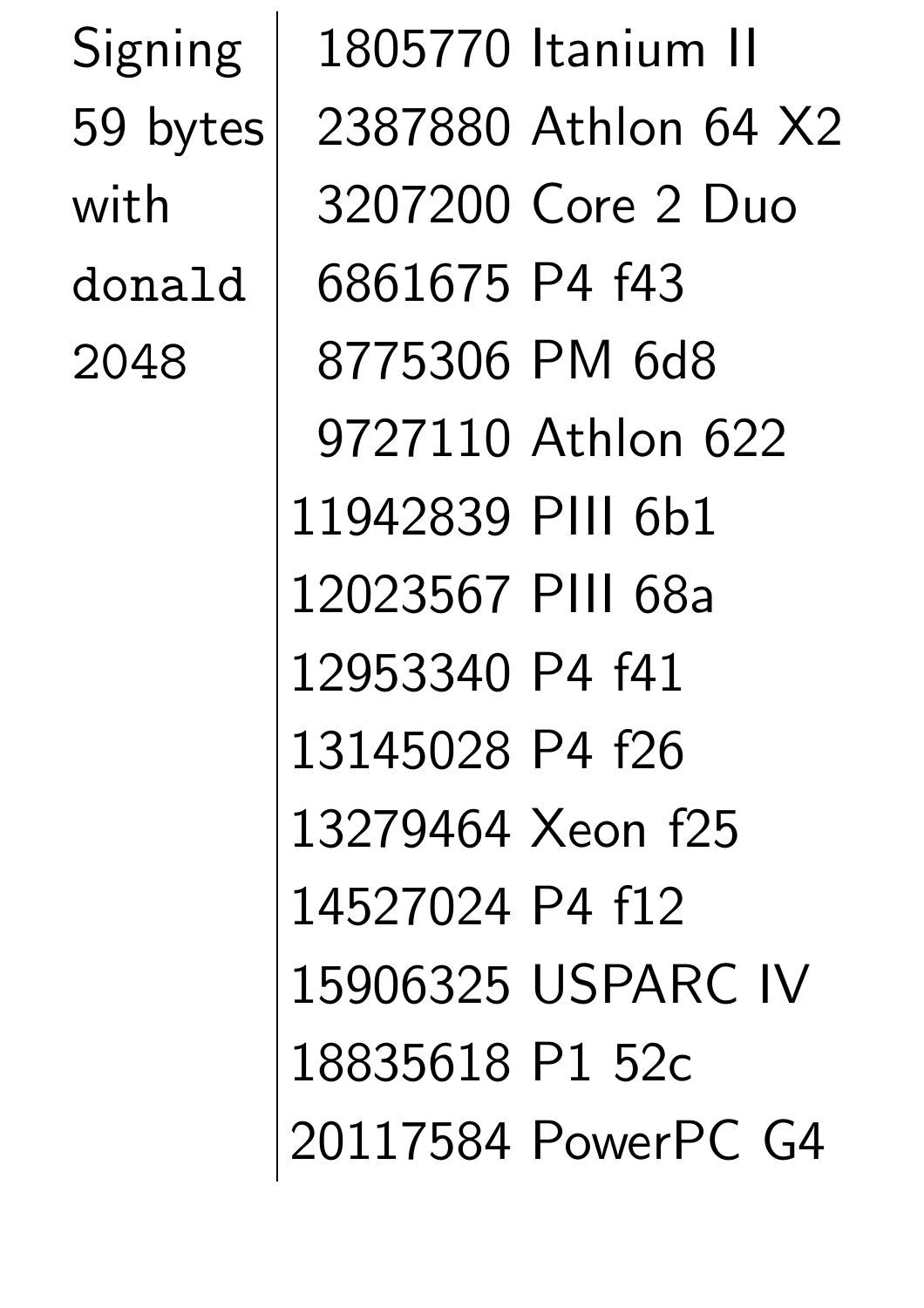| Signing 59 bytes with `donald` 2048 | |
|---|---|
| | 1805770 Itanium II |
| | 2387880 Athlon 64 X2 |
| | 3207200 Core 2 Duo |
| | 6861675 P4 f43 |
| | 8775306 PM 6d8 |
| | 9727110 Athlon 622 |
| | 11942839 PIII 6b1 |
| | 12023567 PIII 68a |
| | 12953340 P4 f41 |
| | 13145028 P4 f26 |
| | 13279464 Xeon f25 |
| | 14527024 P4 f12 |
| | 15906325 USPARC IV |
| | 18835618 P1 52c |
| | 20117584 PowerPC G4 |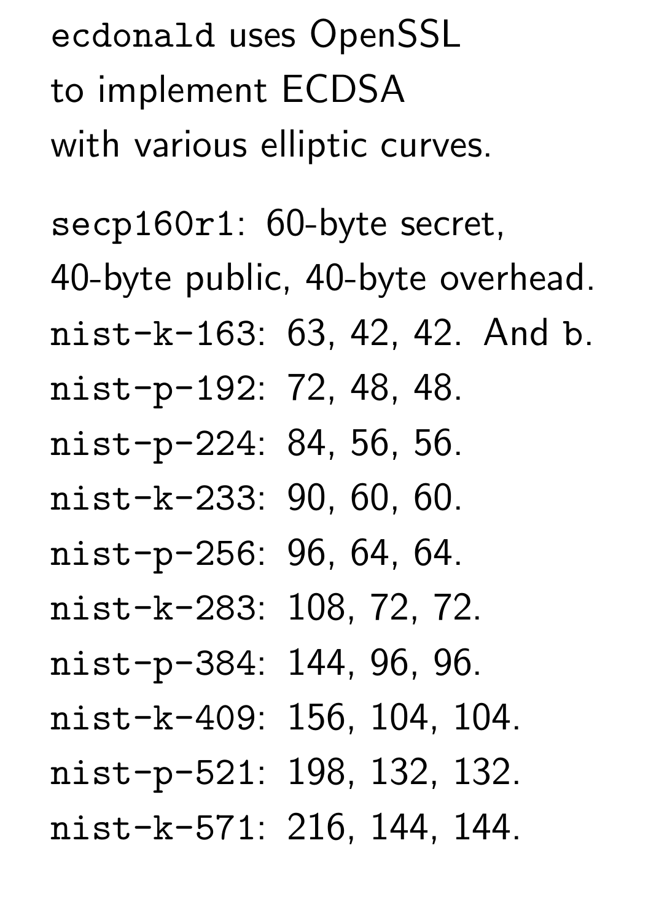`ecdonald` uses OpenSSL
to implement ECDSA
with various elliptic curves.

`secp160r1`: 60-byte secret,
40-byte public, 40-byte overhead.
`nist-k-163`: 63, 42, 42. And `b`.
`nist-p-192`: 72, 48, 48.
`nist-p-224`: 84, 56, 56.
`nist-k-233`: 90, 60, 60.
`nist-p-256`: 96, 64, 64.
`nist-k-283`: 108, 72, 72.
`nist-p-384`: 144, 96, 96.
`nist-k-409`: 156, 104, 104.
`nist-p-521`: 198, 132, 132.
`nist-k-571`: 216, 144, 144.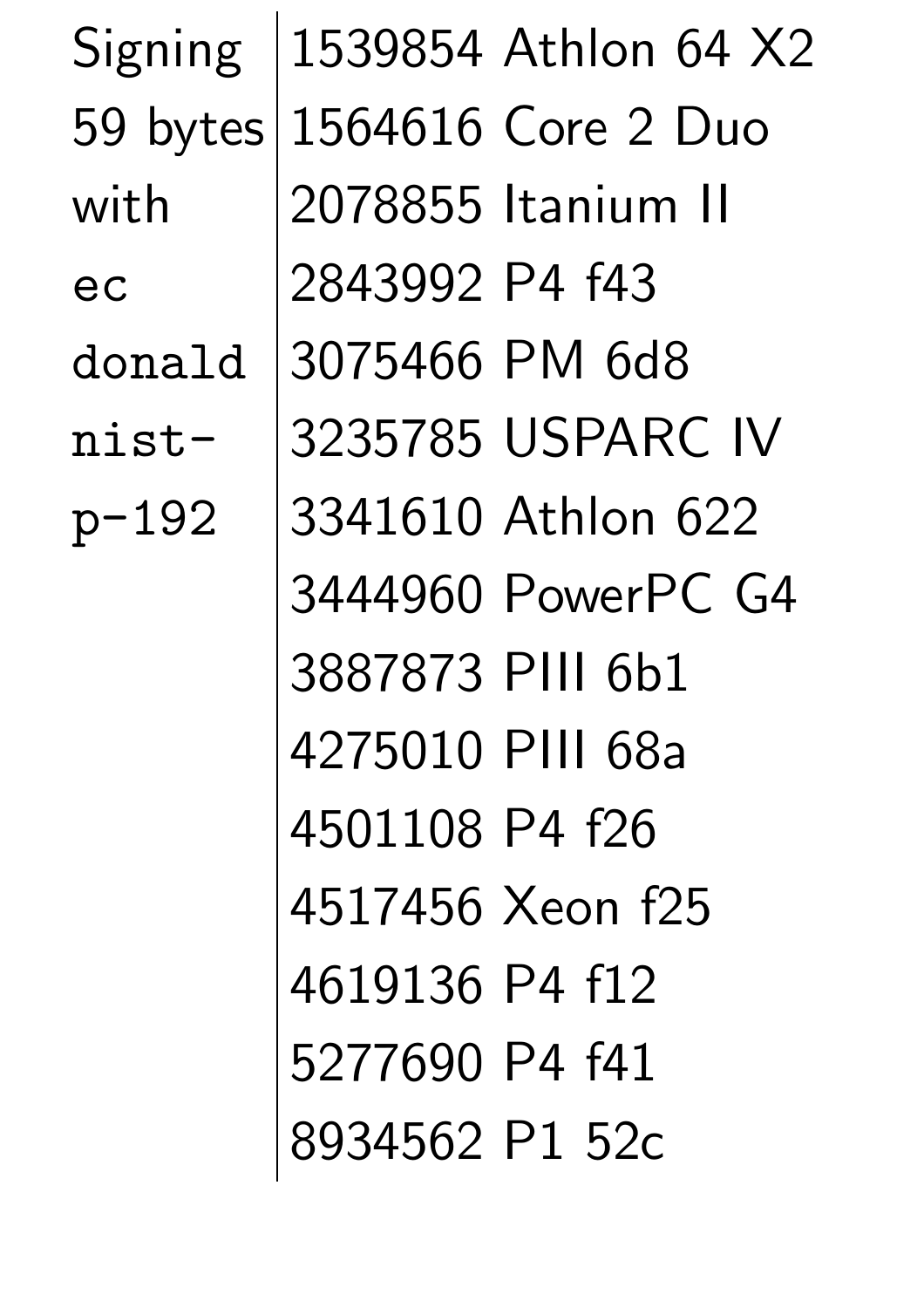Signing 59 bytes with `ecdonald` `nist-p-192`

| Cycles | CPU |
|---|---|
| 1539854 | Athlon 64 X2 |
| 1564616 | Core 2 Duo |
| 2078855 | Itanium II |
| 2843992 | P4 f43 |
| 3075466 | PM 6d8 |
| 3235785 | USPARC IV |
| 3341610 | Athlon 622 |
| 3444960 | PowerPC G4 |
| 3887873 | PIII 6b1 |
| 4275010 | PIII 68a |
| 4501108 | P4 f26 |
| 4517456 | Xeon f25 |
| 4619136 | P4 f12 |
| 5277690 | P4 f41 |
| 8934562 | P1 52c |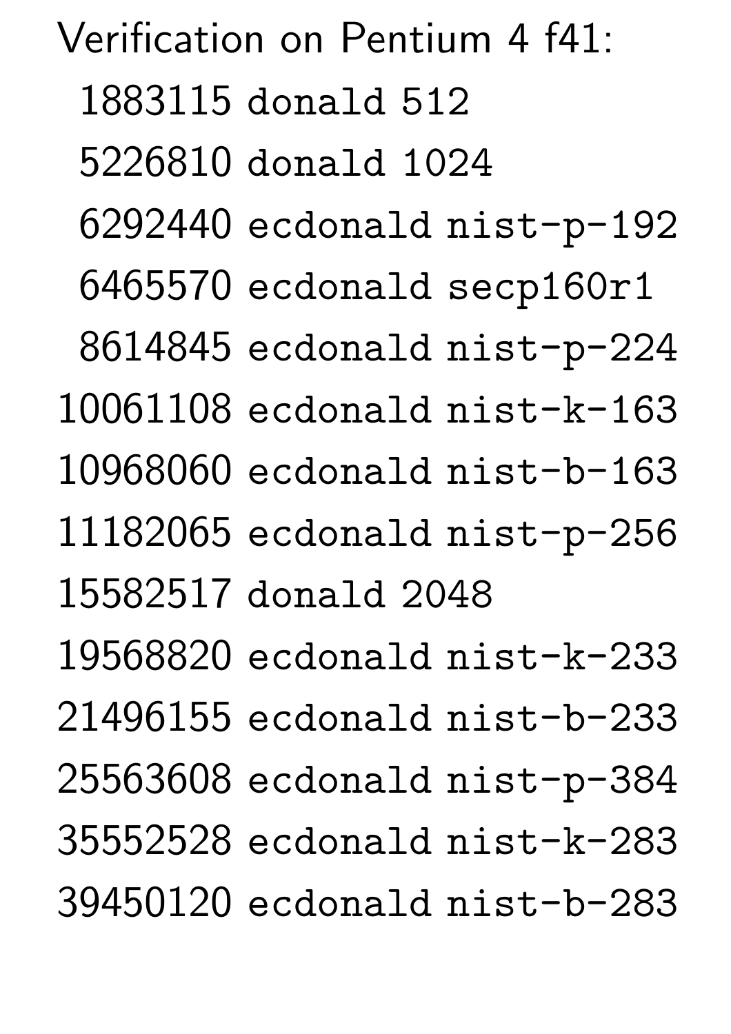Verification on Pentium 4 f41:

```
 1883115 donald 512
 5226810 donald 1024
 6292440 ecdonald nist-p-192
 6465570 ecdonald secp160r1
 8614845 ecdonald nist-p-224
10061108 ecdonald nist-k-163
10968060 ecdonald nist-b-163
11182065 ecdonald nist-p-256
15582517 donald 2048
19568820 ecdonald nist-k-233
21496155 ecdonald nist-b-233
25563608 ecdonald nist-p-384
35552528 ecdonald nist-k-283
39450120 ecdonald nist-b-283
```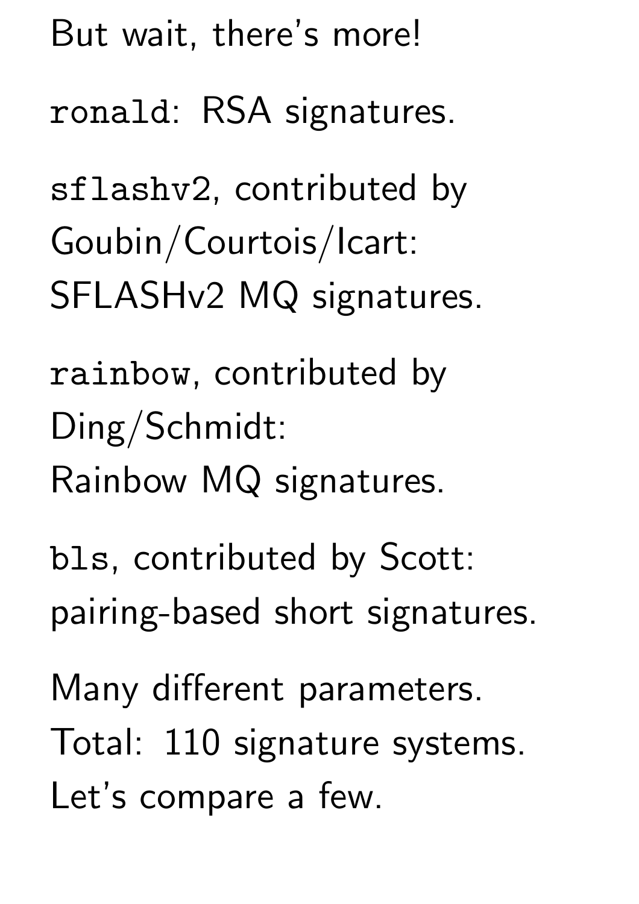But wait, there's more!

`ronald`: RSA signatures.

`sflashv2`, contributed by Goubin/Courtois/Icart: SFLASHv2 MQ signatures.

`rainbow`, contributed by Ding/Schmidt: Rainbow MQ signatures.

`bls`, contributed by Scott: pairing-based short signatures.

Many different parameters.
Total: 110 signature systems.
Let's compare a few.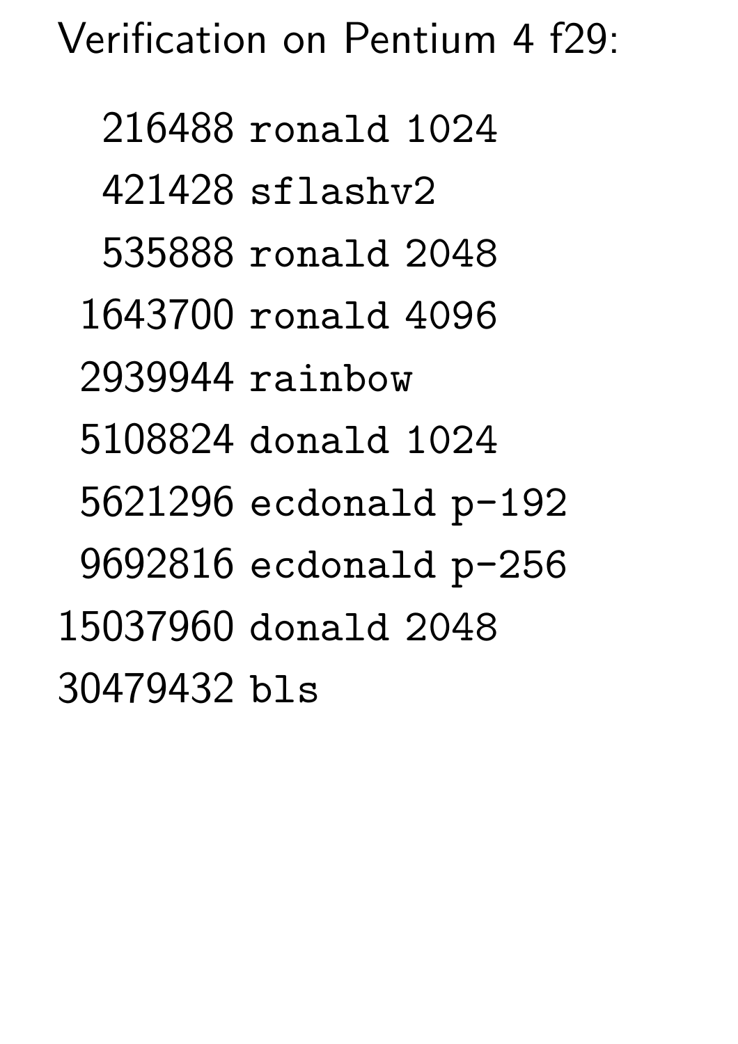Verification on Pentium 4 f29:

```
  216488 ronald 1024
  421428 sflashv2
  535888 ronald 2048
 1643700 ronald 4096
 2939944 rainbow
 5108824 donald 1024
 5621296 ecdonald p-192
 9692816 ecdonald p-256
15037960 donald 2048
30479432 bls
```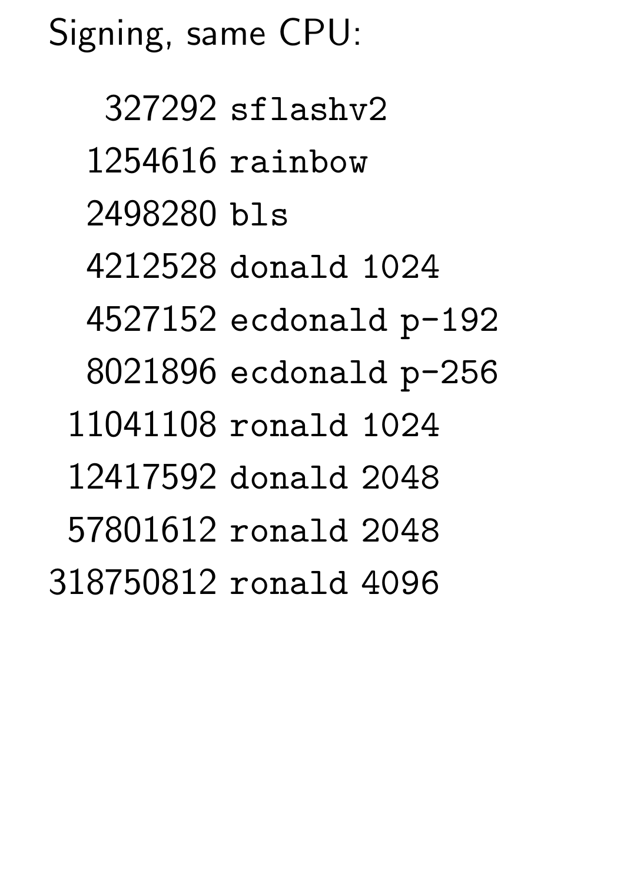Signing, same CPU:

```
  327292 sflashv2
 1254616 rainbow
 2498280 bls
 4212528 donald 1024
 4527152 ecdonald p-192
 8021896 ecdonald p-256
11041108 ronald 1024
12417592 donald 2048
57801612 ronald 2048
318750812 ronald 4096
```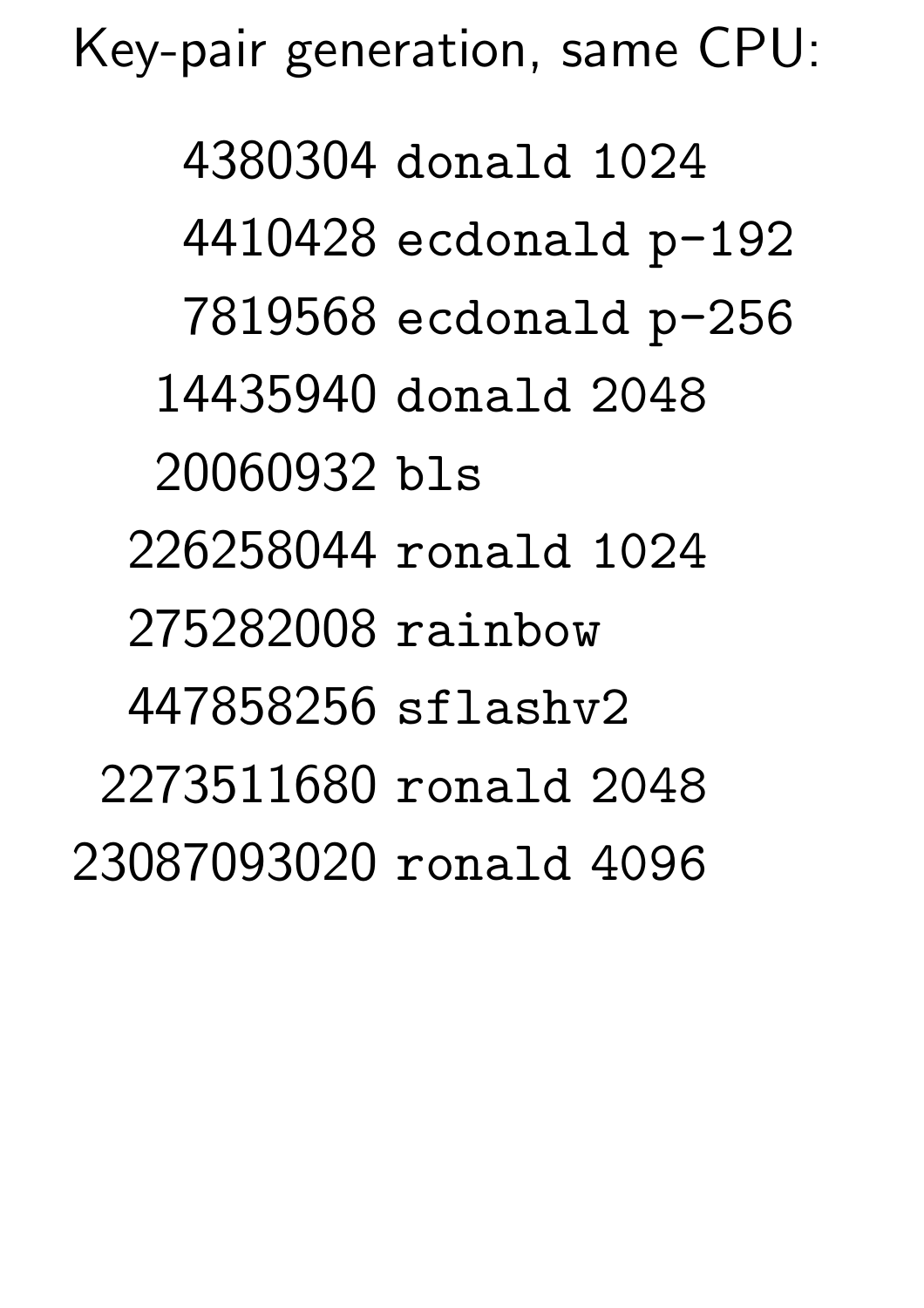Key-pair generation, same CPU:

| | |
|---:|---|
| 4380304 | `donald 1024` |
| 4410428 | `ecdonald p-192` |
| 7819568 | `ecdonald p-256` |
| 14435940 | `donald 2048` |
| 20060932 | `bls` |
| 226258044 | `ronald 1024` |
| 275282008 | `rainbow` |
| 447858256 | `sflashv2` |
| 2273511680 | `ronald 2048` |
| 23087093020 | `ronald 4096` |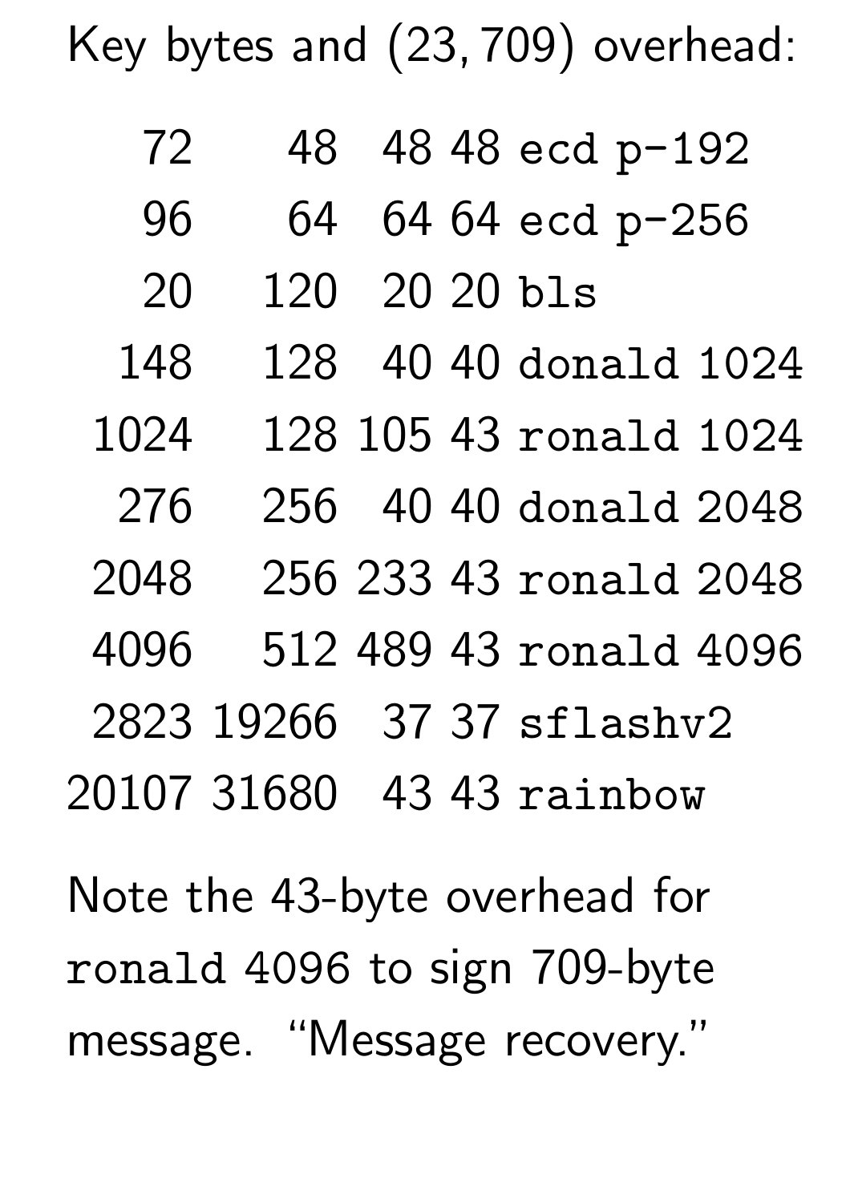Key bytes and $(23, 709)$ overhead:

| | | | | |
|---|---|---|---|---|
| 72 | 48 | 48 | 48 | `ecd p-192` |
| 96 | 64 | 64 | 64 | `ecd p-256` |
| 20 | 120 | 20 | 20 | `bls` |
| 148 | 128 | 40 | 40 | `donald` 1024 |
| 1024 | 128 | 105 | 43 | `ronald` 1024 |
| 276 | 256 | 40 | 40 | `donald` 2048 |
| 2048 | 256 | 233 | 43 | `ronald` 2048 |
| 4096 | 512 | 489 | 43 | `ronald` 4096 |
| 2823 | 19266 | 37 | 37 | `sflashv2` |
| 20107 | 31680 | 43 | 43 | `rainbow` |

Note the 43-byte overhead for `ronald` 4096 to sign 709-byte message. “Message recovery.”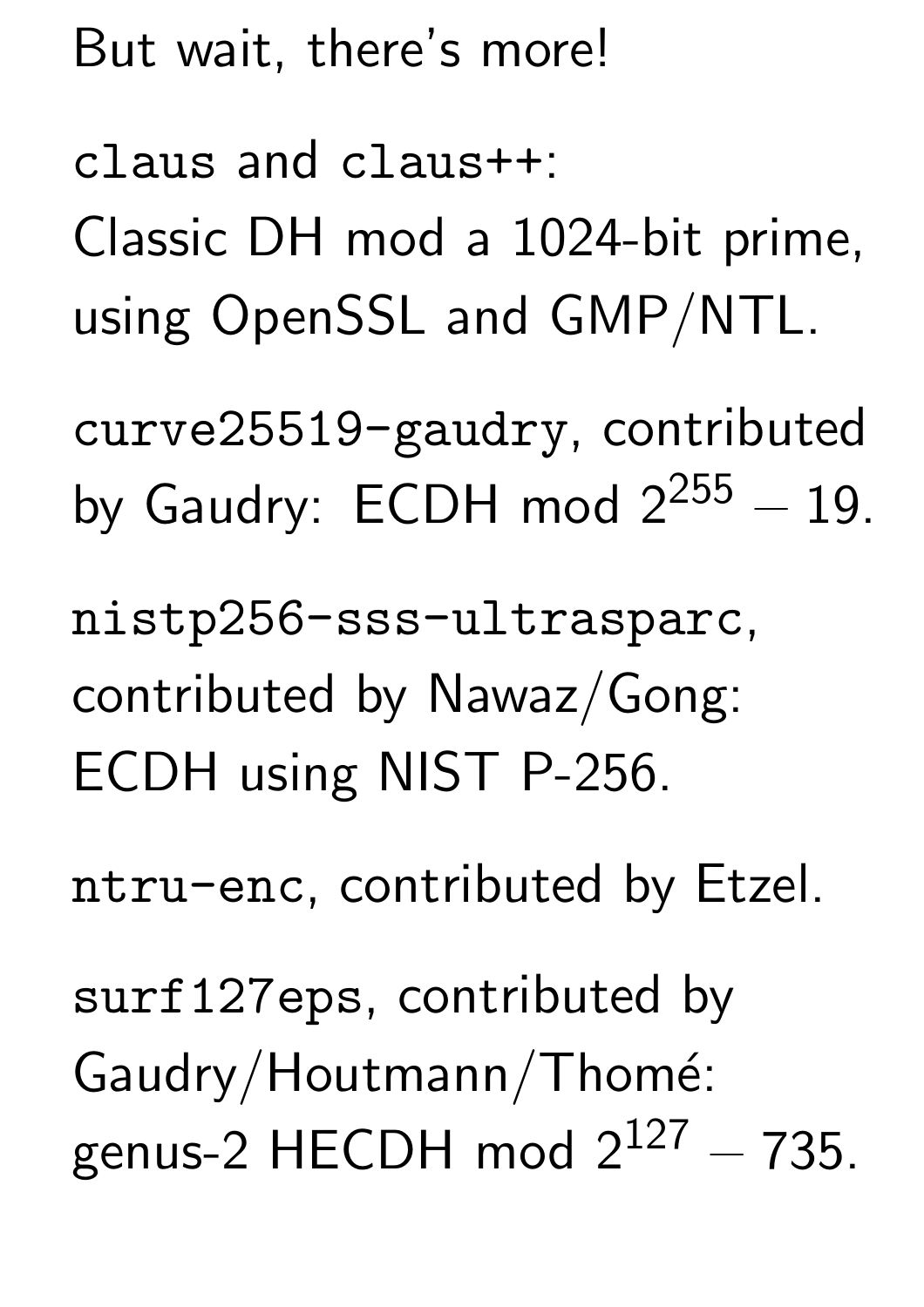But wait, there's more!

`claus` and `claus++`:
Classic DH mod a 1024-bit prime, using OpenSSL and GMP/NTL.

`curve25519-gaudry`, contributed by Gaudry: ECDH mod $2^{255} - 19$.

`nistp256-sss-ultrasparc`, contributed by Nawaz/Gong: ECDH using NIST P-256.

`ntru-enc`, contributed by Etzel.

`surf127eps`, contributed by Gaudry/Houtmann/Thomé: genus-2 HECDH mod $2^{127} - 735$.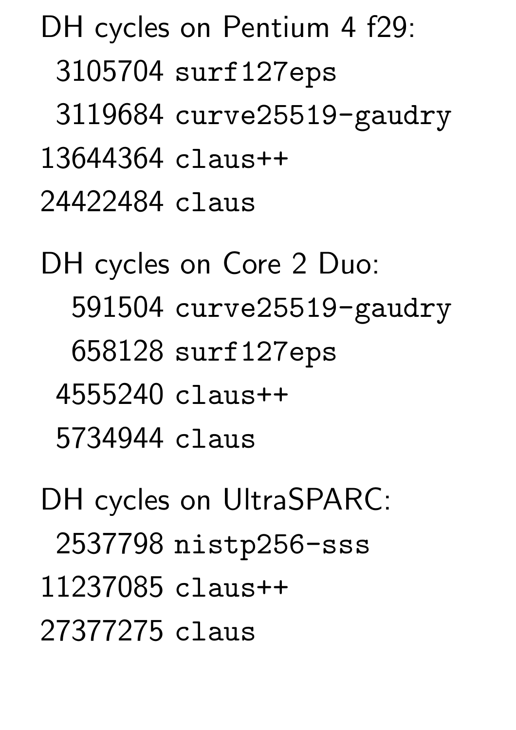DH cycles on Pentium 4 f29:

```
 3105704 surf127eps
 3119684 curve25519-gaudry
13644364 claus++
24422484 claus
```

DH cycles on Core 2 Duo:

```
  591504 curve25519-gaudry
  658128 surf127eps
 4555240 claus++
 5734944 claus
```

DH cycles on UltraSPARC:

```
 2537798 nistp256-sss
11237085 claus++
27377275 claus
```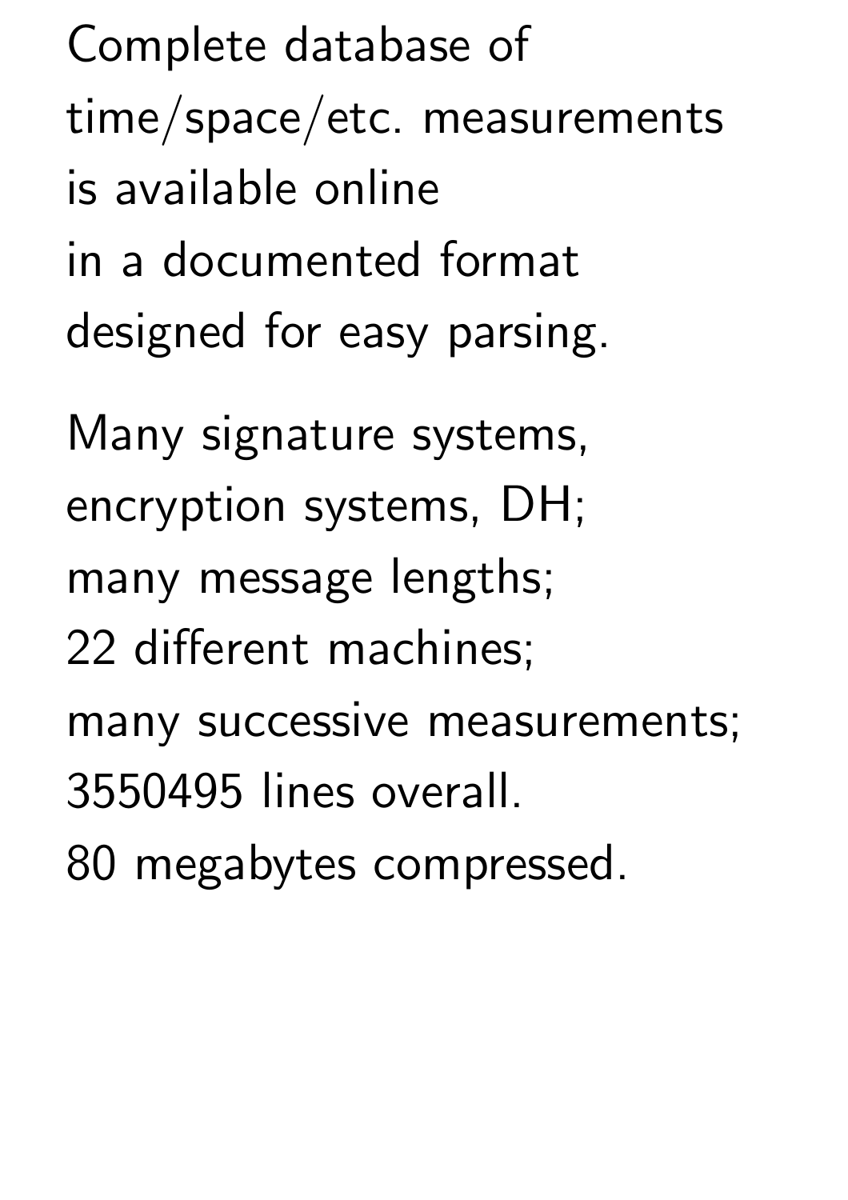Complete database of
time/space/etc. measurements
is available online
in a documented format
designed for easy parsing.

Many signature systems,
encryption systems, DH;
many message lengths;
22 different machines;
many successive measurements;
3550495 lines overall.
80 megabytes compressed.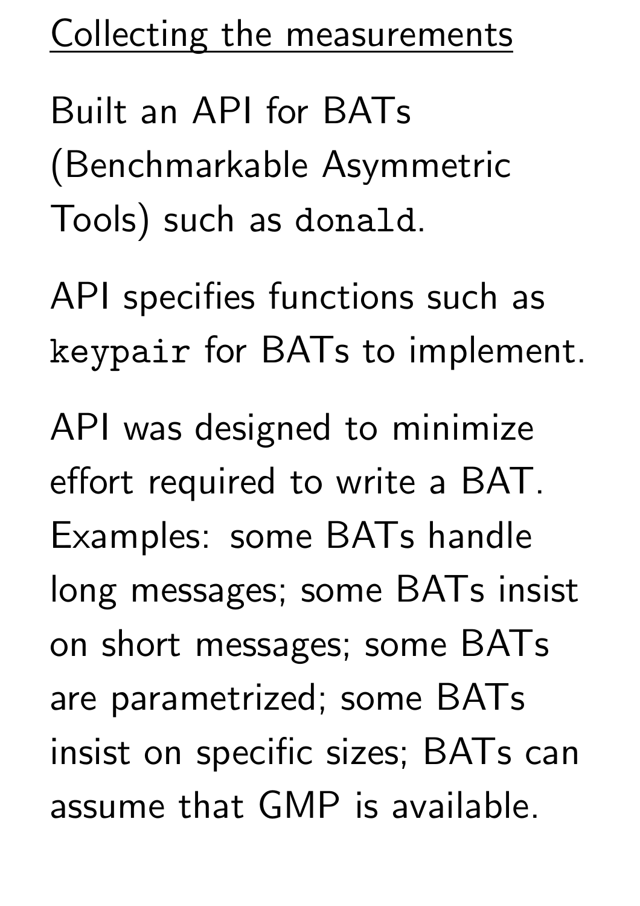## Collecting the measurements

Built an API for BATs (Benchmarkable Asymmetric Tools) such as `donald`.

API specifies functions such as `keypair` for BATs to implement.

API was designed to minimize effort required to write a BAT. Examples: some BATs handle long messages; some BATs insist on short messages; some BATs are parametrized; some BATs insist on specific sizes; BATs can assume that GMP is available.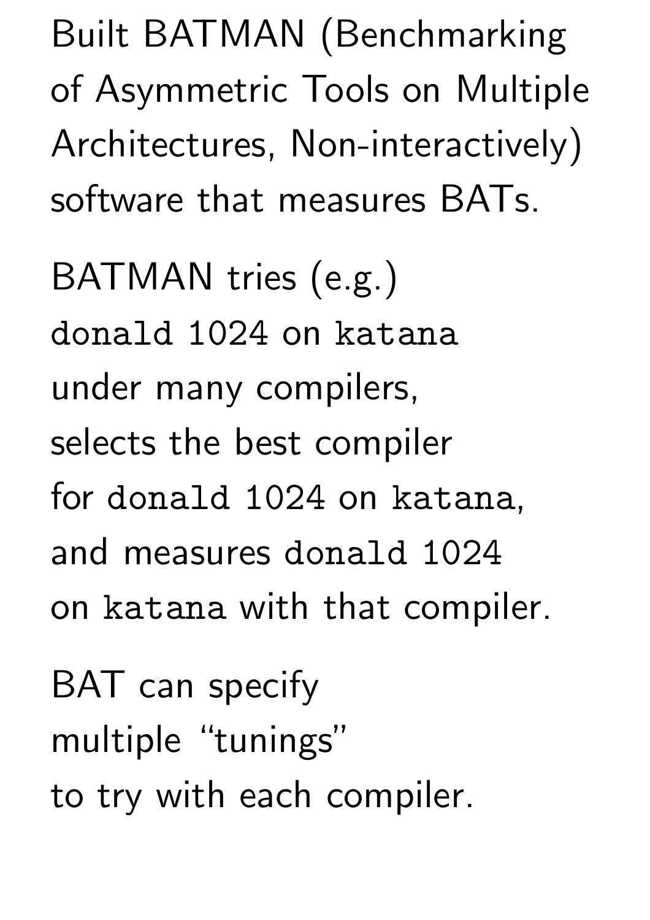Built BATMAN (Benchmarking of Asymmetric Tools on Multiple Architectures, Non-interactively) software that measures BATs.

BATMAN tries (e.g.) `donald 1024` on `katana` under many compilers, selects the best compiler for `donald 1024` on `katana`, and measures `donald 1024` on `katana` with that compiler.

BAT can specify multiple "tunings" to try with each compiler.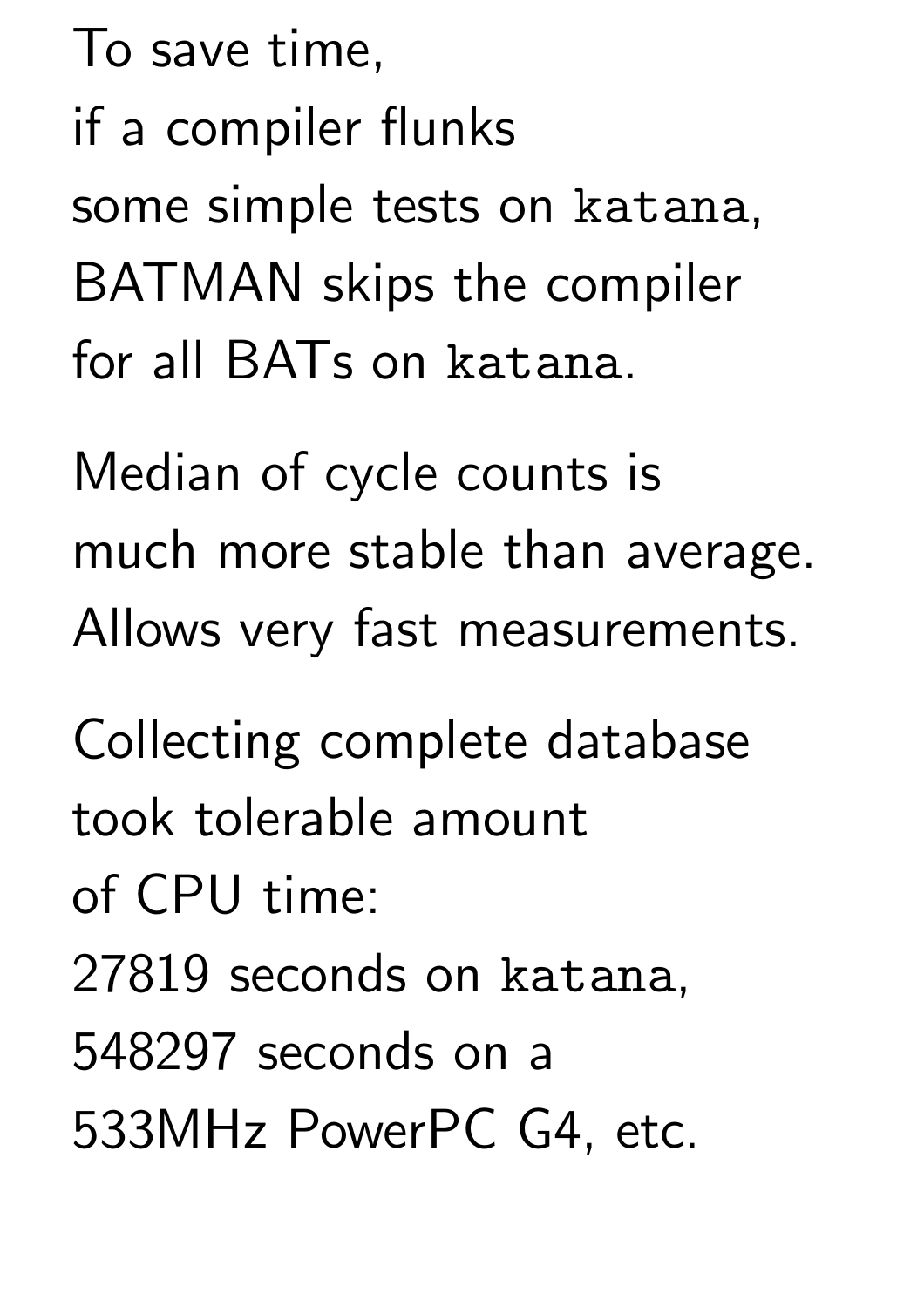To save time,
if a compiler flunks
some simple tests on `katana`,
BATMAN skips the compiler
for all BATs on `katana`.

Median of cycle counts is
much more stable than average.
Allows very fast measurements.

Collecting complete database
took tolerable amount
of CPU time:
27819 seconds on `katana`,
548297 seconds on a
533MHz PowerPC G4, etc.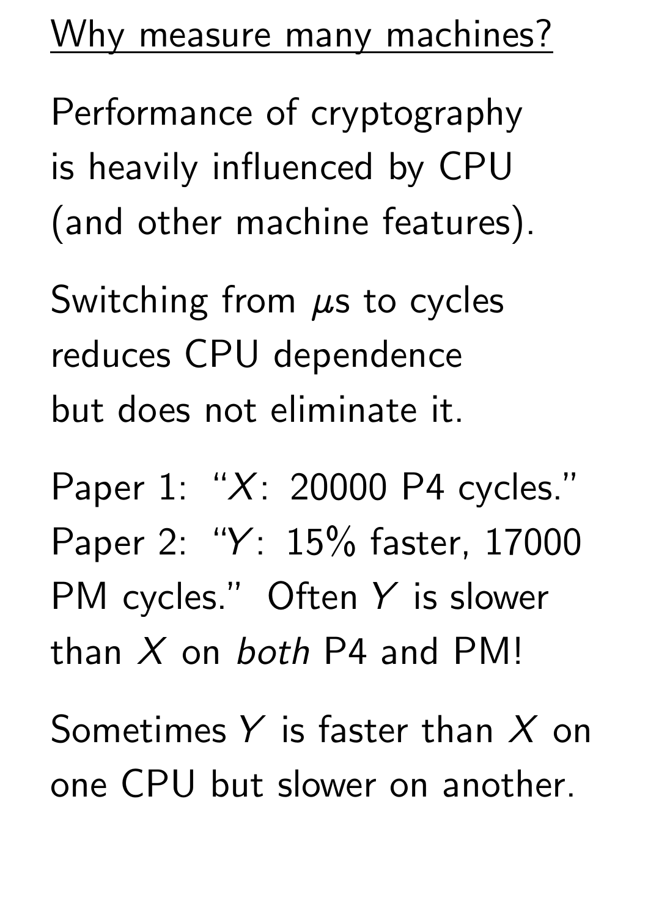## Why measure many machines?

Performance of cryptography is heavily influenced by CPU (and other machine features).

Switching from $\mu$s to cycles reduces CPU dependence but does not eliminate it.

Paper 1: "$X$: 20000 P4 cycles."
Paper 2: "$Y$: 15% faster, 17000 PM cycles." Often $Y$ is slower than $X$ on *both* P4 and PM!

Sometimes $Y$ is faster than $X$ on one CPU but slower on another.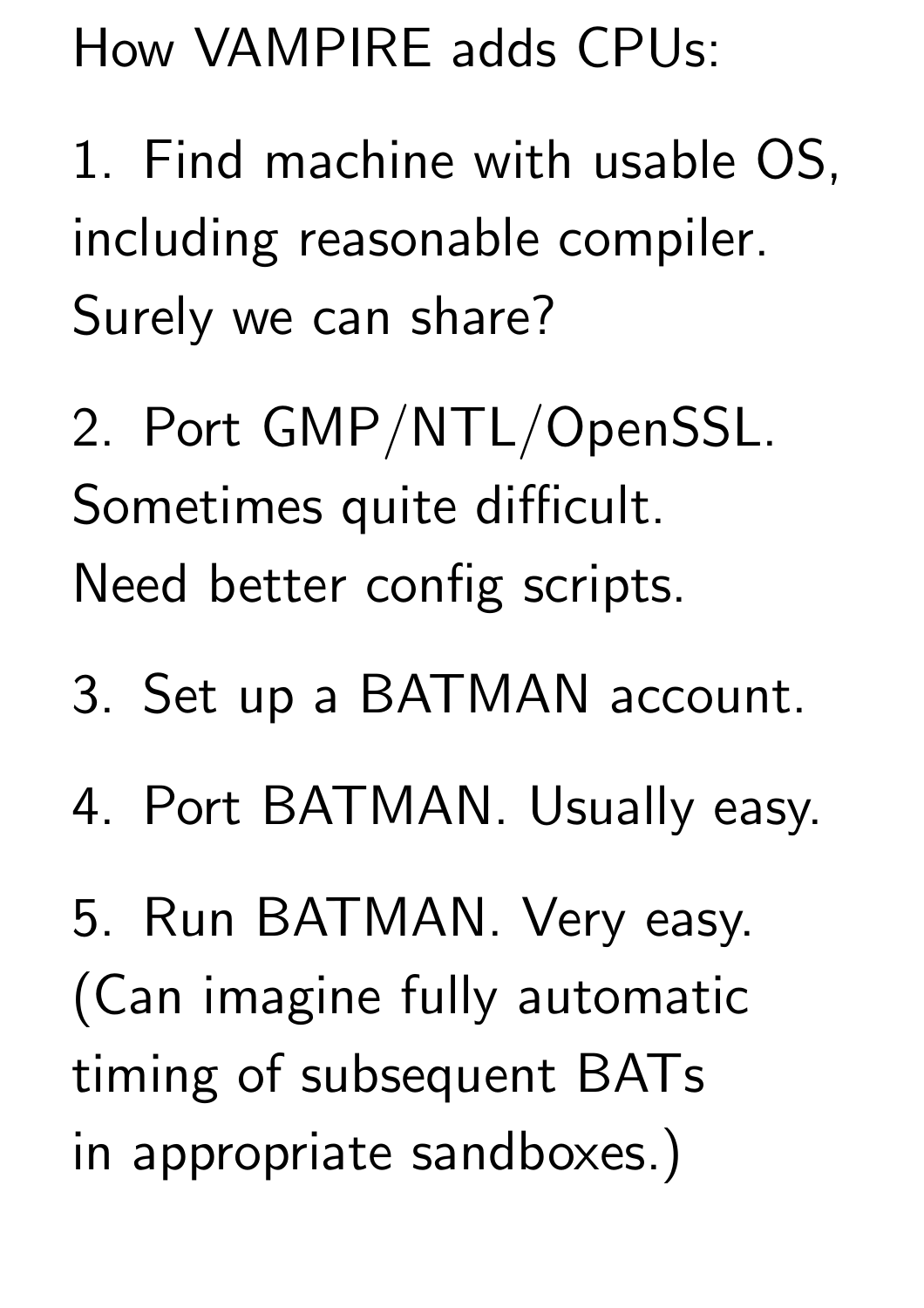How VAMPIRE adds CPUs:

1. Find machine with usable OS, including reasonable compiler. Surely we can share?

2. Port GMP/NTL/OpenSSL. Sometimes quite difficult. Need better config scripts.

3. Set up a BATMAN account.

4. Port BATMAN. Usually easy.

5. Run BATMAN. Very easy. (Can imagine fully automatic timing of subsequent BATs in appropriate sandboxes.)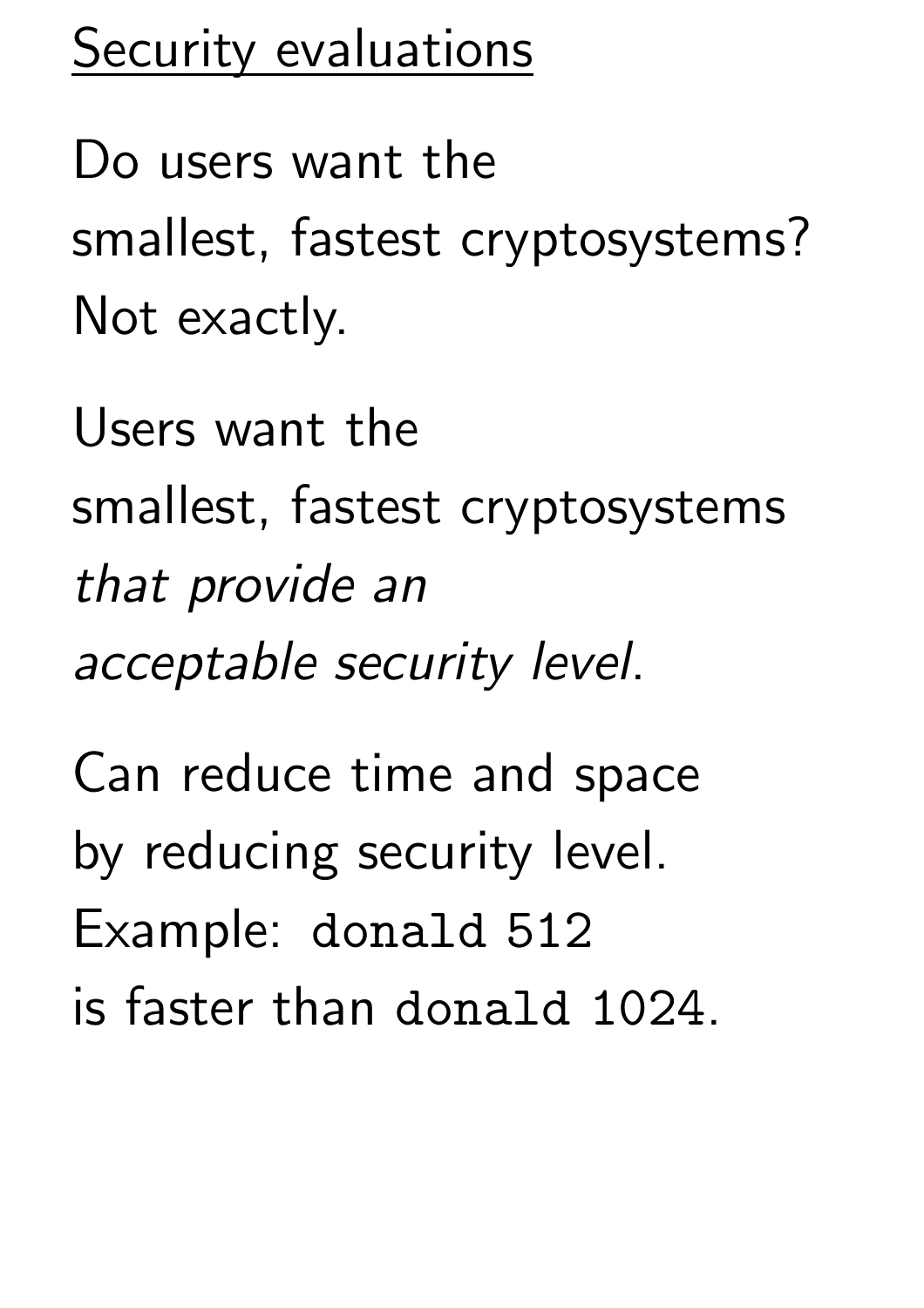## Security evaluations

Do users want the smallest, fastest cryptosystems? Not exactly.

Users want the smallest, fastest cryptosystems *that provide an acceptable security level*.

Can reduce time and space by reducing security level. Example: `donald` 512 is faster than `donald` 1024.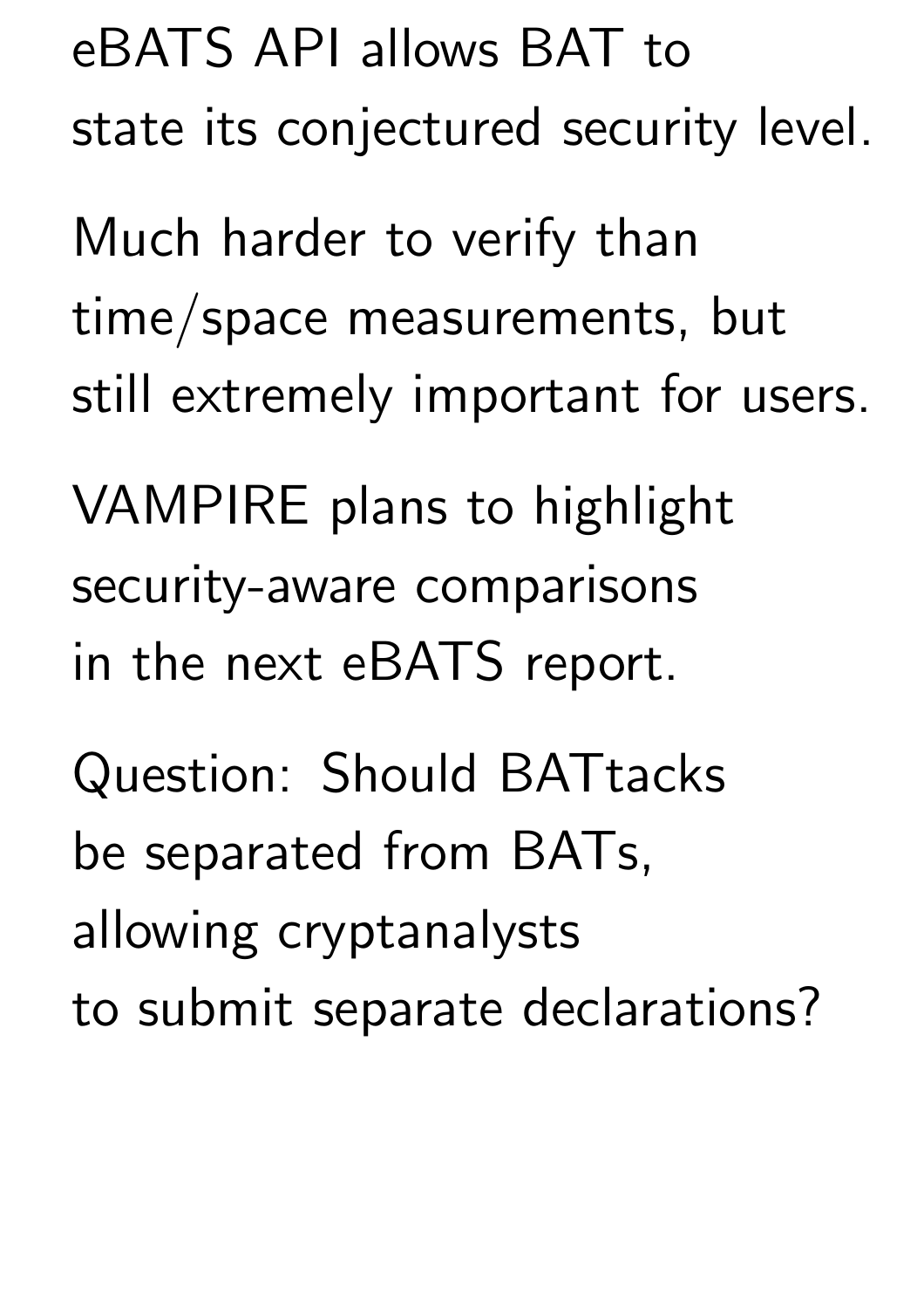eBATS API allows BAT to state its conjectured security level.

Much harder to verify than time/space measurements, but still extremely important for users.

VAMPIRE plans to highlight security-aware comparisons in the next eBATS report.

Question: Should BATtacks be separated from BATs, allowing cryptanalysts to submit separate declarations?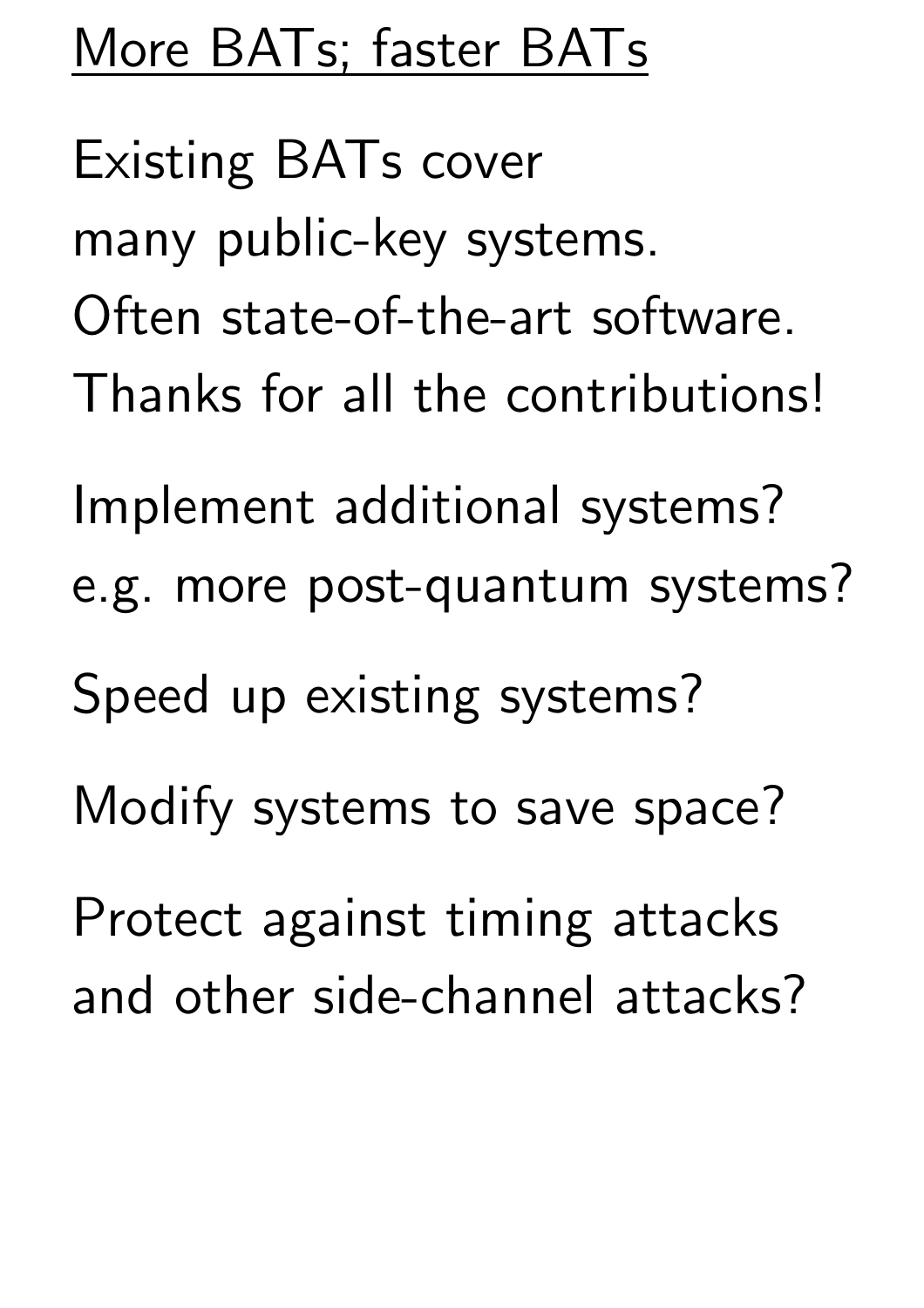## More BATs; faster BATs

Existing BATs cover
many public-key systems.
Often state-of-the-art software.
Thanks for all the contributions!

Implement additional systems?
e.g. more post-quantum systems?

Speed up existing systems?

Modify systems to save space?

Protect against timing attacks
and other side-channel attacks?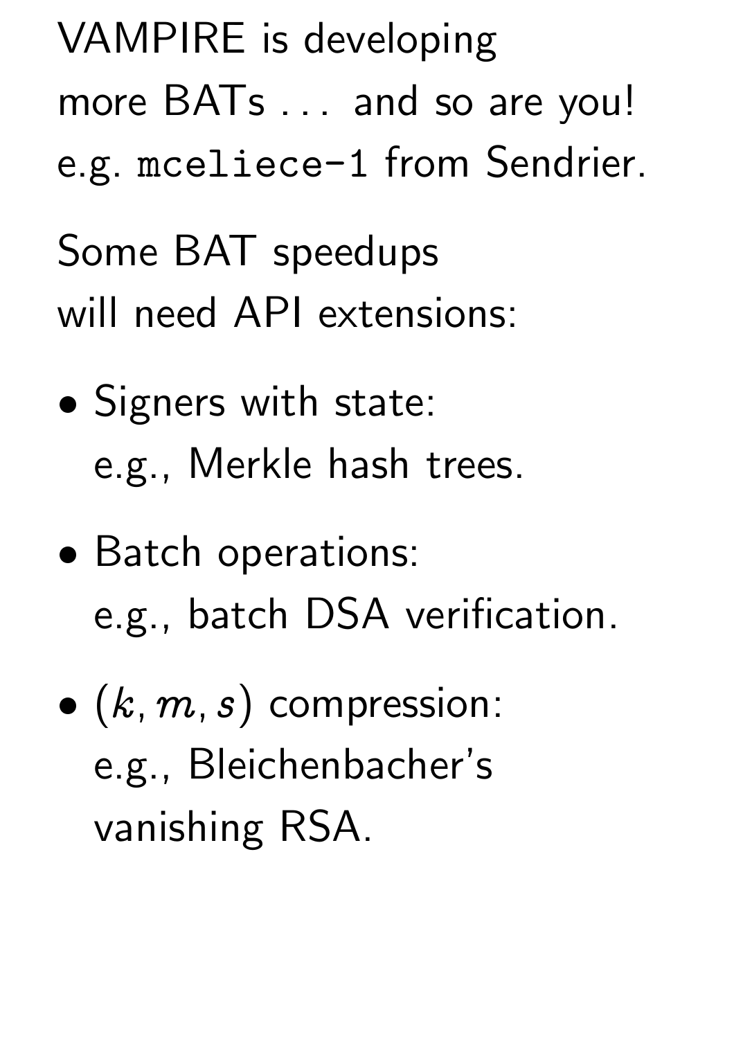VAMPIRE is developing more BATs ... and so are you! e.g. `mceliece-1` from Sendrier.

Some BAT speedups will need API extensions:

- Signers with state: e.g., Merkle hash trees.
- Batch operations: e.g., batch DSA verification.
- $(k, m, s)$ compression: e.g., Bleichenbacher's vanishing RSA.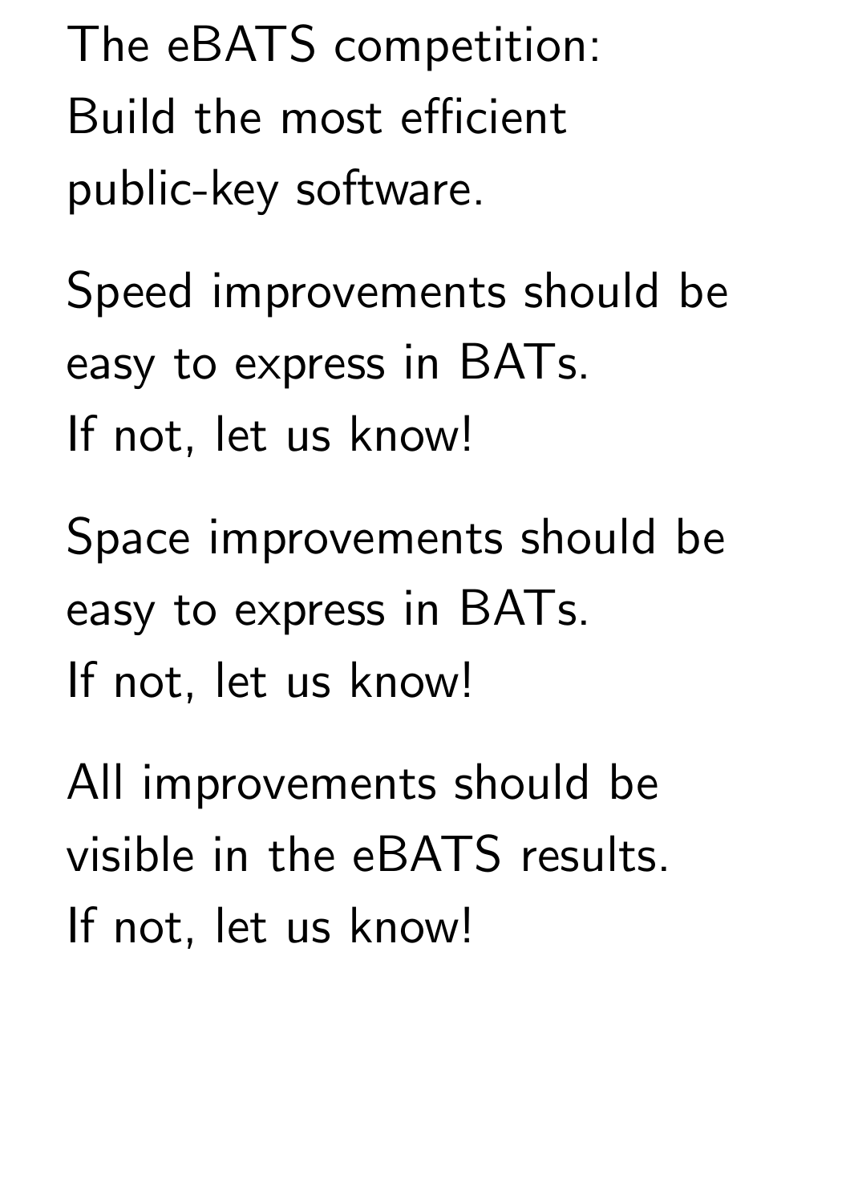The eBATS competition:
Build the most efficient
public-key software.

Speed improvements should be
easy to express in BATs.
If not, let us know!

Space improvements should be
easy to express in BATs.
If not, let us know!

All improvements should be
visible in the eBATS results.
If not, let us know!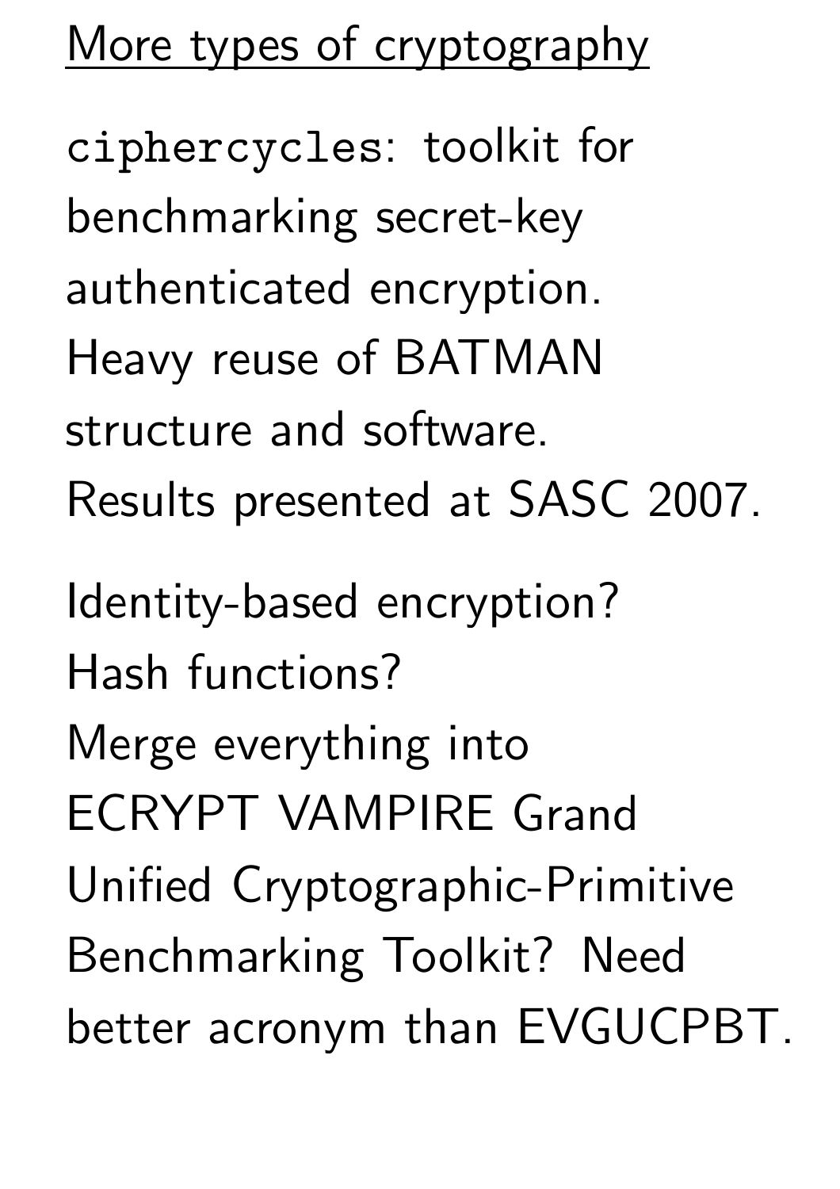## More types of cryptography

`ciphercycles`: toolkit for benchmarking secret-key authenticated encryption. Heavy reuse of BATMAN structure and software. Results presented at SASC 2007.

Identity-based encryption? Hash functions? Merge everything into ECRYPT VAMPIRE Grand Unified Cryptographic-Primitive Benchmarking Toolkit? Need better acronym than EVGUCPBT.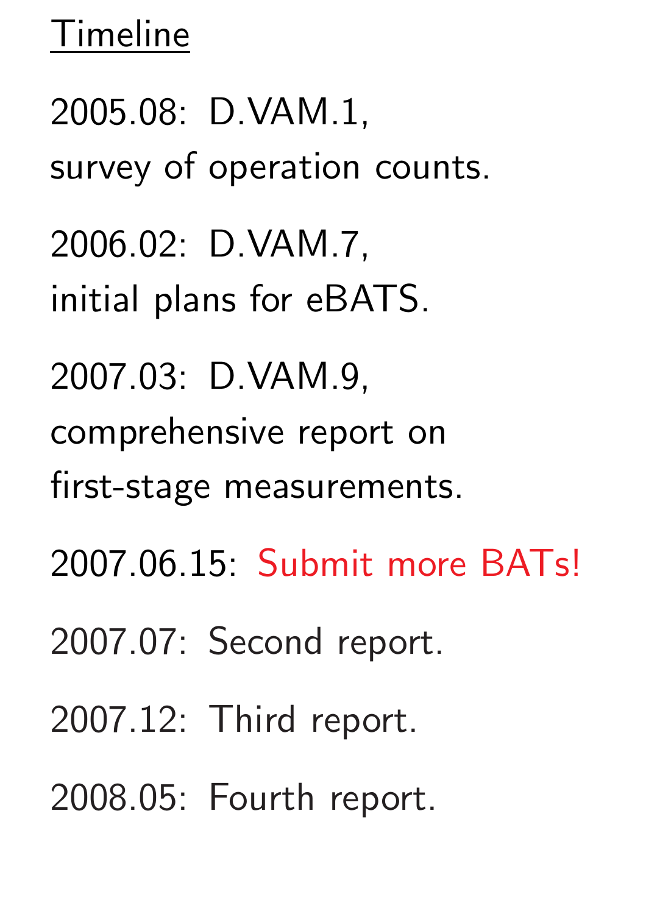<u>Timeline</u>

2005.08: D.VAM.1,
survey of operation counts.

2006.02: D.VAM.7,
initial plans for eBATS.

2007.03: D.VAM.9,
comprehensive report on
first-stage measurements.

2007.06.15: Submit more BATs!

2007.07: Second report.

2007.12: Third report.

2008.05: Fourth report.